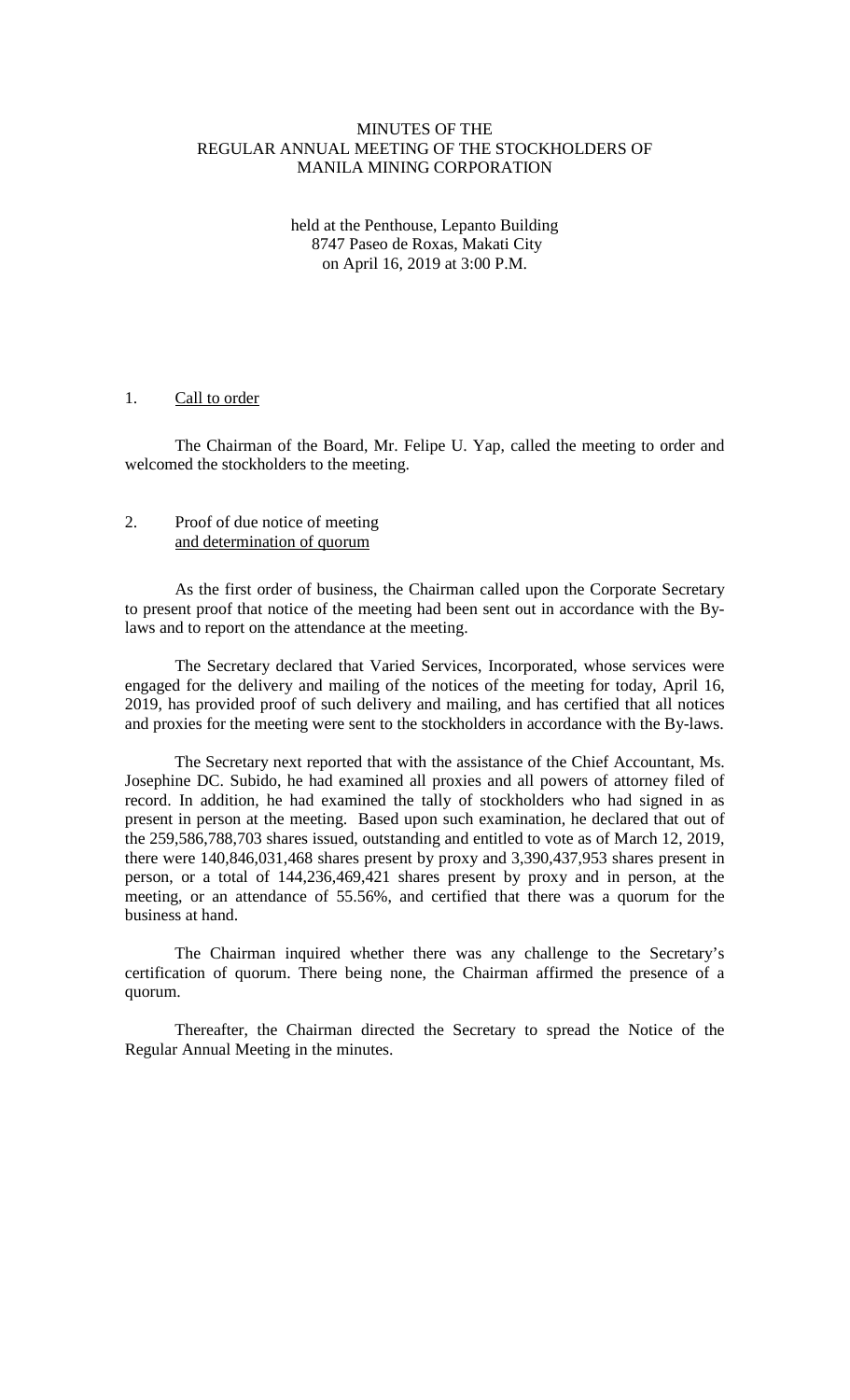# MINUTES OF THE REGULAR ANNUAL MEETING OF THE STOCKHOLDERS OF MANILA MINING CORPORATION

held at the Penthouse, Lepanto Building
8747 Paseo de Roxas, Makati City
on April 16, 2019 at 3:00 P.M.

1. Call to order

The Chairman of the Board, Mr. Felipe U. Yap, called the meeting to order and welcomed the stockholders to the meeting.

2. Proof of due notice of meeting and determination of quorum

As the first order of business, the Chairman called upon the Corporate Secretary to present proof that notice of the meeting had been sent out in accordance with the By-laws and to report on the attendance at the meeting.

The Secretary declared that Varied Services, Incorporated, whose services were engaged for the delivery and mailing of the notices of the meeting for today, April 16, 2019, has provided proof of such delivery and mailing, and has certified that all notices and proxies for the meeting were sent to the stockholders in accordance with the By-laws.

The Secretary next reported that with the assistance of the Chief Accountant, Ms. Josephine DC. Subido, he had examined all proxies and all powers of attorney filed of record. In addition, he had examined the tally of stockholders who had signed in as present in person at the meeting. Based upon such examination, he declared that out of the 259,586,788,703 shares issued, outstanding and entitled to vote as of March 12, 2019, there were 140,846,031,468 shares present by proxy and 3,390,437,953 shares present in person, or a total of 144,236,469,421 shares present by proxy and in person, at the meeting, or an attendance of 55.56%, and certified that there was a quorum for the business at hand.

The Chairman inquired whether there was any challenge to the Secretary's certification of quorum. There being none, the Chairman affirmed the presence of a quorum.

Thereafter, the Chairman directed the Secretary to spread the Notice of the Regular Annual Meeting in the minutes.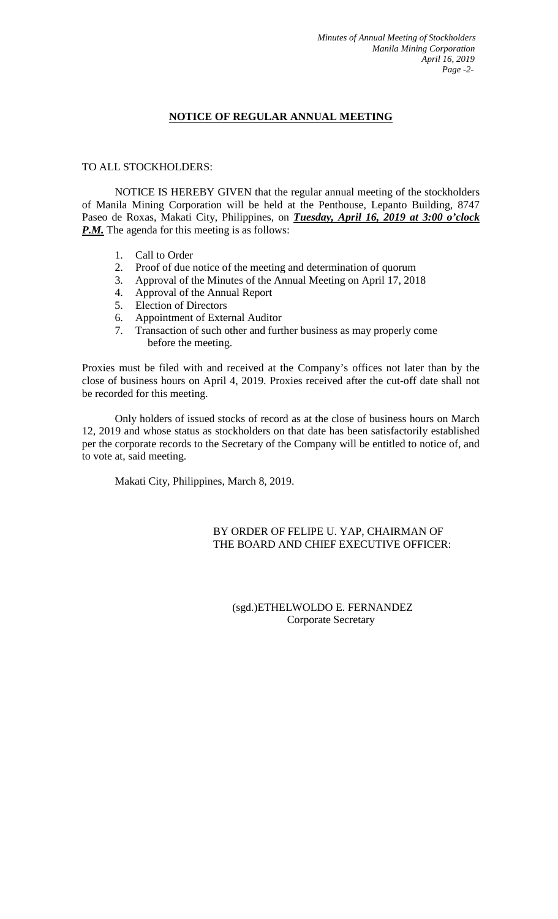## NOTICE OF REGULAR ANNUAL MEETING

TO ALL STOCKHOLDERS:

NOTICE IS HEREBY GIVEN that the regular annual meeting of the stockholders of Manila Mining Corporation will be held at the Penthouse, Lepanto Building, 8747 Paseo de Roxas, Makati City, Philippines, on ***Tuesday, April 16, 2019 at 3:00 o'clock P.M.*** The agenda for this meeting is as follows:

1. Call to Order
2. Proof of due notice of the meeting and determination of quorum
3. Approval of the Minutes of the Annual Meeting on April 17, 2018
4. Approval of the Annual Report
5. Election of Directors
6. Appointment of External Auditor
7. Transaction of such other and further business as may properly come before the meeting.

Proxies must be filed with and received at the Company's offices not later than by the close of business hours on April 4, 2019. Proxies received after the cut-off date shall not be recorded for this meeting.

Only holders of issued stocks of record as at the close of business hours on March 12, 2019 and whose status as stockholders on that date has been satisfactorily established per the corporate records to the Secretary of the Company will be entitled to notice of, and to vote at, said meeting.

Makati City, Philippines, March 8, 2019.

BY ORDER OF FELIPE U. YAP, CHAIRMAN OF THE BOARD AND CHIEF EXECUTIVE OFFICER:

(sgd.)ETHELWOLDO E. FERNANDEZ
Corporate Secretary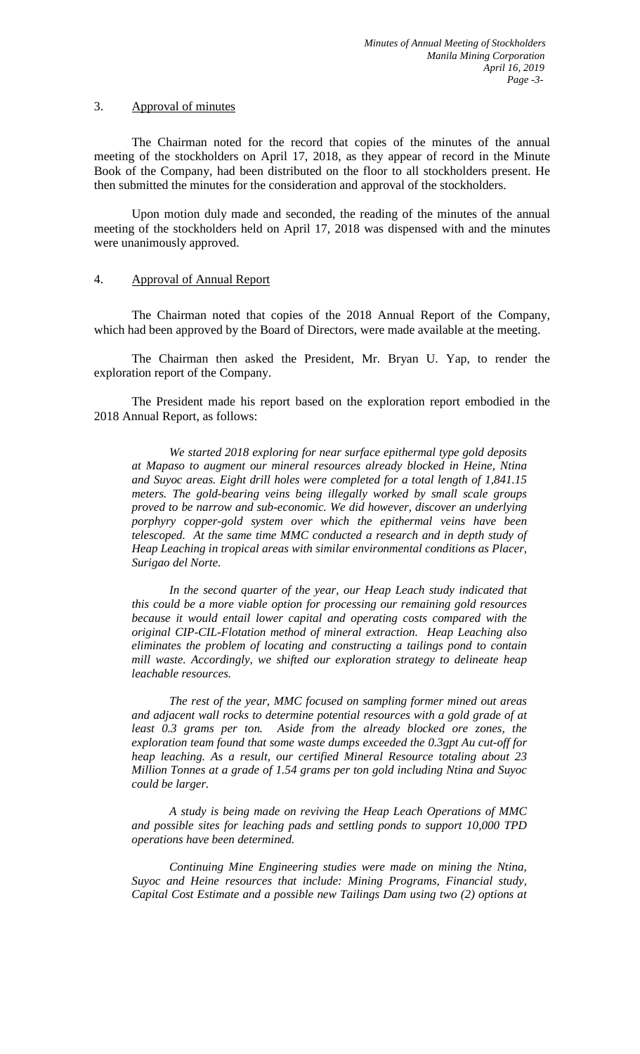3. <u>Approval of minutes</u>

The Chairman noted for the record that copies of the minutes of the annual meeting of the stockholders on April 17, 2018, as they appear of record in the Minute Book of the Company, had been distributed on the floor to all stockholders present. He then submitted the minutes for the consideration and approval of the stockholders.

Upon motion duly made and seconded, the reading of the minutes of the annual meeting of the stockholders held on April 17, 2018 was dispensed with and the minutes were unanimously approved.

4. <u>Approval of Annual Report</u>

The Chairman noted that copies of the 2018 Annual Report of the Company, which had been approved by the Board of Directors, were made available at the meeting.

The Chairman then asked the President, Mr. Bryan U. Yap, to render the exploration report of the Company.

The President made his report based on the exploration report embodied in the 2018 Annual Report, as follows:

> *We started 2018 exploring for near surface epithermal type gold deposits at Mapaso to augment our mineral resources already blocked in Heine, Ntina and Suyoc areas. Eight drill holes were completed for a total length of 1,841.15 meters. The gold-bearing veins being illegally worked by small scale groups proved to be narrow and sub-economic. We did however, discover an underlying porphyry copper-gold system over which the epithermal veins have been telescoped. At the same time MMC conducted a research and in depth study of Heap Leaching in tropical areas with similar environmental conditions as Placer, Surigao del Norte.*
>
> *In the second quarter of the year, our Heap Leach study indicated that this could be a more viable option for processing our remaining gold resources because it would entail lower capital and operating costs compared with the original CIP-CIL-Flotation method of mineral extraction. Heap Leaching also eliminates the problem of locating and constructing a tailings pond to contain mill waste. Accordingly, we shifted our exploration strategy to delineate heap leachable resources.*
>
> *The rest of the year, MMC focused on sampling former mined out areas and adjacent wall rocks to determine potential resources with a gold grade of at least 0.3 grams per ton. Aside from the already blocked ore zones, the exploration team found that some waste dumps exceeded the 0.3gpt Au cut-off for heap leaching. As a result, our certified Mineral Resource totaling about 23 Million Tonnes at a grade of 1.54 grams per ton gold including Ntina and Suyoc could be larger.*
>
> *A study is being made on reviving the Heap Leach Operations of MMC and possible sites for leaching pads and settling ponds to support 10,000 TPD operations have been determined.*
>
> *Continuing Mine Engineering studies were made on mining the Ntina, Suyoc and Heine resources that include: Mining Programs, Financial study, Capital Cost Estimate and a possible new Tailings Dam using two (2) options at*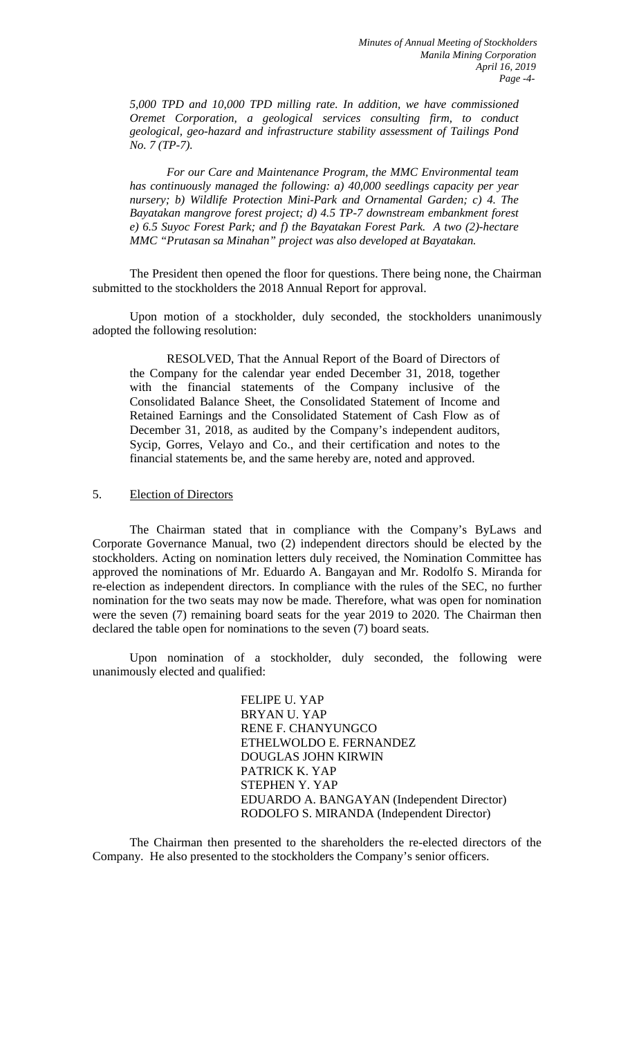*5,000 TPD and 10,000 TPD milling rate. In addition, we have commissioned Oremet Corporation, a geological services consulting firm, to conduct geological, geo-hazard and infrastructure stability assessment of Tailings Pond No. 7 (TP-7).*

*For our Care and Maintenance Program, the MMC Environmental team has continuously managed the following: a) 40,000 seedlings capacity per year nursery; b) Wildlife Protection Mini-Park and Ornamental Garden; c) 4. The Bayatakan mangrove forest project; d) 4.5 TP-7 downstream embankment forest e) 6.5 Suyoc Forest Park; and f) the Bayatakan Forest Park. A two (2)-hectare MMC "Prutasan sa Minahan" project was also developed at Bayatakan.*

The President then opened the floor for questions. There being none, the Chairman submitted to the stockholders the 2018 Annual Report for approval.

Upon motion of a stockholder, duly seconded, the stockholders unanimously adopted the following resolution:

> RESOLVED, That the Annual Report of the Board of Directors of the Company for the calendar year ended December 31, 2018, together with the financial statements of the Company inclusive of the Consolidated Balance Sheet, the Consolidated Statement of Income and Retained Earnings and the Consolidated Statement of Cash Flow as of December 31, 2018, as audited by the Company's independent auditors, Sycip, Gorres, Velayo and Co., and their certification and notes to the financial statements be, and the same hereby are, noted and approved.

5. Election of Directors

The Chairman stated that in compliance with the Company's ByLaws and Corporate Governance Manual, two (2) independent directors should be elected by the stockholders. Acting on nomination letters duly received, the Nomination Committee has approved the nominations of Mr. Eduardo A. Bangayan and Mr. Rodolfo S. Miranda for re-election as independent directors. In compliance with the rules of the SEC, no further nomination for the two seats may now be made. Therefore, what was open for nomination were the seven (7) remaining board seats for the year 2019 to 2020. The Chairman then declared the table open for nominations to the seven (7) board seats.

Upon nomination of a stockholder, duly seconded, the following were unanimously elected and qualified:

FELIPE U. YAP
BRYAN U. YAP
RENE F. CHANYUNGCO
ETHELWOLDO E. FERNANDEZ
DOUGLAS JOHN KIRWIN
PATRICK K. YAP
STEPHEN Y. YAP
EDUARDO A. BANGAYAN (Independent Director)
RODOLFO S. MIRANDA (Independent Director)

The Chairman then presented to the shareholders the re-elected directors of the Company. He also presented to the stockholders the Company's senior officers.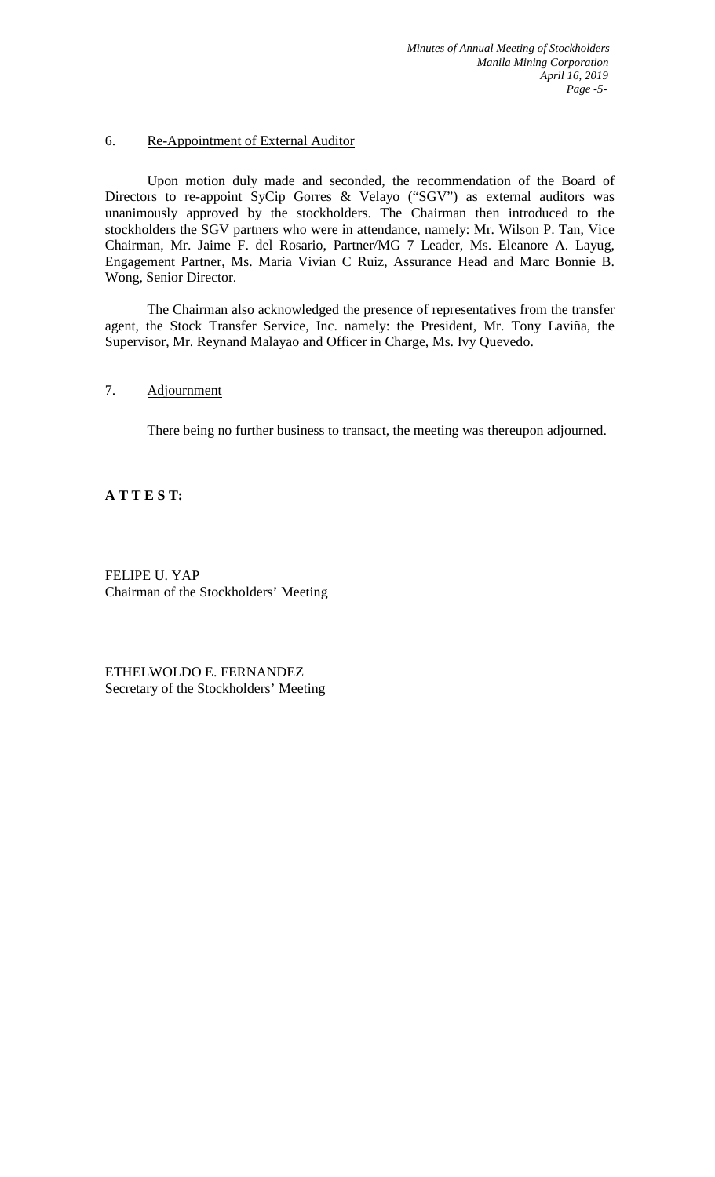6. Re-Appointment of External Auditor

Upon motion duly made and seconded, the recommendation of the Board of Directors to re-appoint SyCip Gorres & Velayo ("SGV") as external auditors was unanimously approved by the stockholders. The Chairman then introduced to the stockholders the SGV partners who were in attendance, namely: Mr. Wilson P. Tan, Vice Chairman, Mr. Jaime F. del Rosario, Partner/MG 7 Leader, Ms. Eleanore A. Layug, Engagement Partner, Ms. Maria Vivian C Ruiz, Assurance Head and Marc Bonnie B. Wong, Senior Director.

The Chairman also acknowledged the presence of representatives from the transfer agent, the Stock Transfer Service, Inc. namely: the President, Mr. Tony Laviña, the Supervisor, Mr. Reynand Malayao and Officer in Charge, Ms. Ivy Quevedo.

7. Adjournment

There being no further business to transact, the meeting was thereupon adjourned.

**A T T E S T:**

FELIPE U. YAP
Chairman of the Stockholders' Meeting

ETHELWOLDO E. FERNANDEZ
Secretary of the Stockholders' Meeting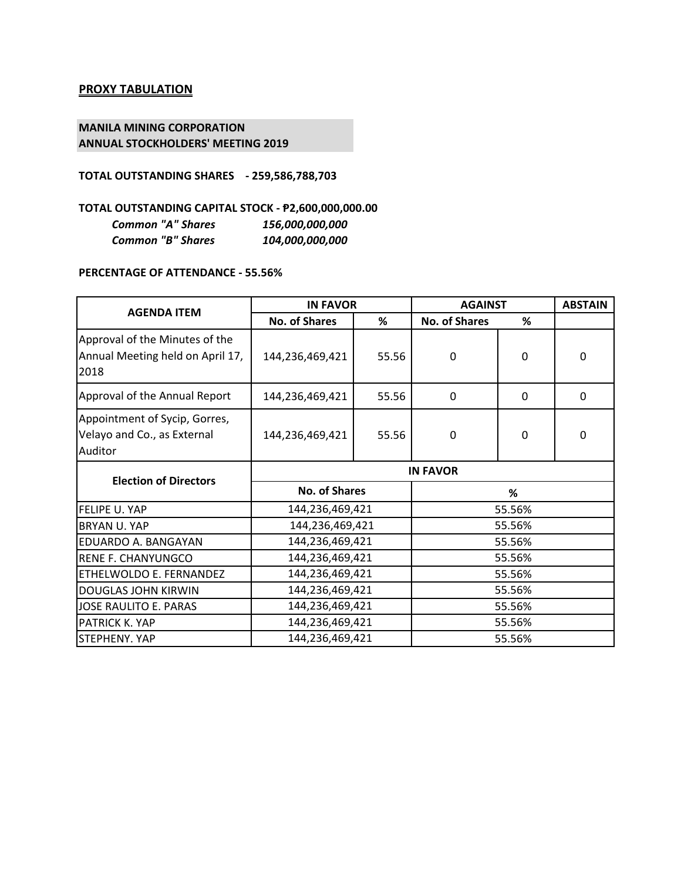## PROXY TABULATION

**MANILA MINING CORPORATION**
**ANNUAL STOCKHOLDERS' MEETING 2019**

**TOTAL OUTSTANDING SHARES - 259,586,788,703**

**TOTAL OUTSTANDING CAPITAL STOCK - ₱2,600,000,000.00**

| | |
|---|---|
| ***Common "A" Shares*** | ***156,000,000,000*** |
| ***Common "B" Shares*** | ***104,000,000,000*** |

**PERCENTAGE OF ATTENDANCE - 55.56%**

| AGENDA ITEM | IN FAVOR | | AGAINST | | ABSTAIN |
|---|---|---|---|---|---|
| | No. of Shares | % | No. of Shares | % | |
| Approval of the Minutes of the Annual Meeting held on April 17, 2018 | 144,236,469,421 | 55.56 | 0 | 0 | 0 |
| Approval of the Annual Report | 144,236,469,421 | 55.56 | 0 | 0 | 0 |
| Appointment of Sycip, Gorres, Velayo and Co., as External Auditor | 144,236,469,421 | 55.56 | 0 | 0 | 0 |

| Election of Directors | IN FAVOR | |
|---|---|---|
| | No. of Shares | % |
| FELIPE U. YAP | 144,236,469,421 | 55.56% |
| BRYAN U. YAP | 144,236,469,421 | 55.56% |
| EDUARDO A. BANGAYAN | 144,236,469,421 | 55.56% |
| RENE F. CHANYUNGCO | 144,236,469,421 | 55.56% |
| ETHELWOLDO E. FERNANDEZ | 144,236,469,421 | 55.56% |
| DOUGLAS JOHN KIRWIN | 144,236,469,421 | 55.56% |
| JOSE RAULITO E. PARAS | 144,236,469,421 | 55.56% |
| PATRICK K. YAP | 144,236,469,421 | 55.56% |
| STEPHENY. YAP | 144,236,469,421 | 55.56% |